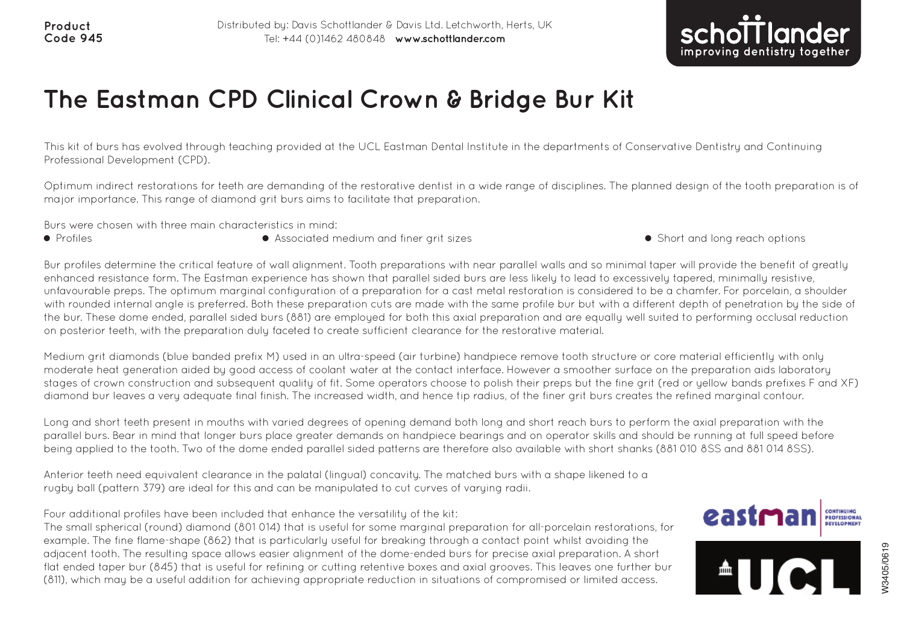**Product Code 945**

Distributed by: Davis Schottlander & Davis Ltd. Letchworth, Herts, UK
Tel: +44 (0)1462 480848 **www.schottlander.com**

schottlander
improving dentistry together

# The Eastman CPD Clinical Crown & Bridge Bur Kit

This kit of burs has evolved through teaching provided at the UCL Eastman Dental Institute in the departments of Conservative Dentistry and Continuing Professional Development (CPD).

Optimum indirect restorations for teeth are demanding of the restorative dentist in a wide range of disciplines. The planned design of the tooth preparation is of major importance. This range of diamond grit burs aims to facilitate that preparation.

Burs were chosen with three main characteristics in mind:

- Profiles
- Associated medium and finer grit sizes
- Short and long reach options

Bur profiles determine the critical feature of wall alignment. Tooth preparations with near parallel walls and so minimal taper will provide the benefit of greatly enhanced resistance form. The Eastman experience has shown that parallel sided burs are less likely to lead to excessively tapered, minimally resistive, unfavourable preps. The optimum marginal configuration of a preparation for a cast metal restoration is considered to be a chamfer. For porcelain, a shoulder with rounded internal angle is preferred. Both these preparation cuts are made with the same profile bur but with a different depth of penetration by the side of the bur. These dome ended, parallel sided burs (881) are employed for both this axial preparation and are equally well suited to performing occlusal reduction on posterior teeth, with the preparation duly faceted to create sufficient clearance for the restorative material.

Medium grit diamonds (blue banded prefix M) used in an ultra-speed (air turbine) handpiece remove tooth structure or core material efficiently with only moderate heat generation aided by good access of coolant water at the contact interface. However a smoother surface on the preparation aids laboratory stages of crown construction and subsequent quality of fit. Some operators choose to polish their preps but the fine grit (red or yellow bands prefixes F and XF) diamond bur leaves a very adequate final finish. The increased width, and hence tip radius, of the finer grit burs creates the refined marginal contour.

Long and short teeth present in mouths with varied degrees of opening demand both long and short reach burs to perform the axial preparation with the parallel burs. Bear in mind that longer burs place greater demands on handpiece bearings and on operator skills and should be running at full speed before being applied to the tooth. Two of the dome ended parallel sided patterns are therefore also available with short shanks (881 010 8SS and 881 014 8SS).

Anterior teeth need equivalent clearance in the palatal (lingual) concavity. The matched burs with a shape likened to a rugby ball (pattern 379) are ideal for this and can be manipulated to cut curves of varying radii.

Four additional profiles have been included that enhance the versatility of the kit:
The small spherical (round) diamond (801 014) that is useful for some marginal preparation for all-porcelain restorations, for example. The fine flame-shape (862) that is particularly useful for breaking through a contact point whilst avoiding the adjacent tooth. The resulting space allows easier alignment of the dome-ended burs for precise axial preparation. A short flat ended taper bur (845) that is useful for refining or cutting retentive boxes and axial grooves. This leaves one further bur (811), which may be a useful addition for achieving appropriate reduction in situations of compromised or limited access.

eastman CONTINUING PROFESSIONAL DEVELOPMENT

UCL

W3405/0619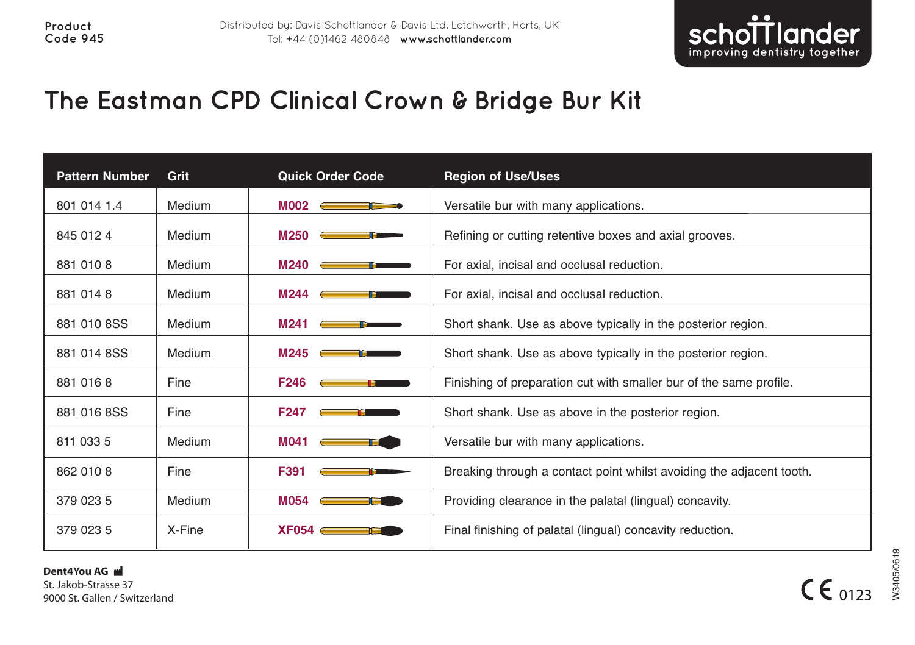Product Code 945

Distributed by: Davis Schottlander & Davis Ltd. Letchworth, Herts, UK
Tel: +44 (0)1462 480848 **www.schottlander.com**

schottlander
improving dentistry together

# The Eastman CPD Clinical Crown & Bridge Bur Kit

| Pattern Number | Grit | Quick Order Code | Region of Use/Uses |
|---|---|---|---|
| 801 014 1.4 | Medium | **M002** | Versatile bur with many applications. |
| 845 012 4 | Medium | **M250** | Refining or cutting retentive boxes and axial grooves. |
| 881 010 8 | Medium | **M240** | For axial, incisal and occlusal reduction. |
| 881 014 8 | Medium | **M244** | For axial, incisal and occlusal reduction. |
| 881 010 8SS | Medium | **M241** | Short shank. Use as above typically in the posterior region. |
| 881 014 8SS | Medium | **M245** | Short shank. Use as above typically in the posterior region. |
| 881 016 8 | Fine | **F246** | Finishing of preparation cut with smaller bur of the same profile. |
| 881 016 8SS | Fine | **F247** | Short shank. Use as above in the posterior region. |
| 811 033 5 | Medium | **M041** | Versatile bur with many applications. |
| 862 010 8 | Fine | **F391** | Breaking through a contact point whilst avoiding the adjacent tooth. |
| 379 023 5 | Medium | **M054** | Providing clearance in the palatal (lingual) concavity. |
| 379 023 5 | X-Fine | **XF054** | Final finishing of palatal (lingual) concavity reduction. |

**Dent4You AG**
St. Jakob-Strasse 37
9000 St. Gallen / Switzerland

CE 0123

W3405/0619